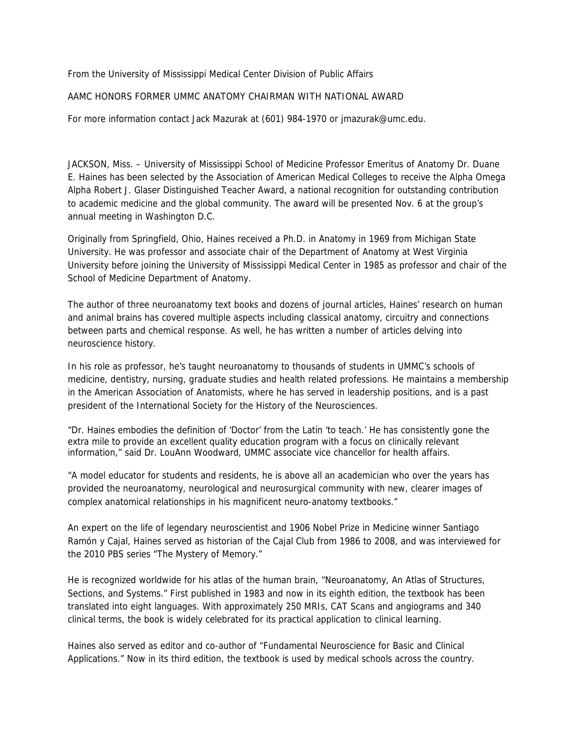From the University of Mississippi Medical Center Division of Public Affairs

# AAMC HONORS FORMER UMMC ANATOMY CHAIRMAN WITH NATIONAL AWARD

For more information contact Jack Mazurak at (601) 984-1970 or jmazurak@umc.edu.

JACKSON, Miss. – University of Mississippi School of Medicine Professor Emeritus of Anatomy Dr. Duane E. Haines has been selected by the Association of American Medical Colleges to receive the Alpha Omega Alpha Robert J. Glaser Distinguished Teacher Award, a national recognition for outstanding contribution to academic medicine and the global community. The award will be presented Nov. 6 at the group's annual meeting in Washington D.C.

Originally from Springfield, Ohio, Haines received a Ph.D. in Anatomy in 1969 from Michigan State University. He was professor and associate chair of the Department of Anatomy at West Virginia University before joining the University of Mississippi Medical Center in 1985 as professor and chair of the School of Medicine Department of Anatomy.

The author of three neuroanatomy text books and dozens of journal articles, Haines' research on human and animal brains has covered multiple aspects including classical anatomy, circuitry and connections between parts and chemical response. As well, he has written a number of articles delving into neuroscience history.

In his role as professor, he's taught neuroanatomy to thousands of students in UMMC's schools of medicine, dentistry, nursing, graduate studies and health related professions. He maintains a membership in the American Association of Anatomists, where he has served in leadership positions, and is a past president of the International Society for the History of the Neurosciences.

"Dr. Haines embodies the definition of 'Doctor' from the Latin 'to teach.' He has consistently gone the extra mile to provide an excellent quality education program with a focus on clinically relevant information," said Dr. LouAnn Woodward, UMMC associate vice chancellor for health affairs.

"A model educator for students and residents, he is above all an academician who over the years has provided the neuroanatomy, neurological and neurosurgical community with new, clearer images of complex anatomical relationships in his magnificent neuro-anatomy textbooks."

An expert on the life of legendary neuroscientist and 1906 Nobel Prize in Medicine winner Santiago Ramón y Cajal, Haines served as historian of the Cajal Club from 1986 to 2008, and was interviewed for the 2010 PBS series "The Mystery of Memory."

He is recognized worldwide for his atlas of the human brain, "Neuroanatomy, An Atlas of Structures, Sections, and Systems." First published in 1983 and now in its eighth edition, the textbook has been translated into eight languages. With approximately 250 MRIs, CAT Scans and angiograms and 340 clinical terms, the book is widely celebrated for its practical application to clinical learning.

Haines also served as editor and co-author of "Fundamental Neuroscience for Basic and Clinical Applications." Now in its third edition, the textbook is used by medical schools across the country.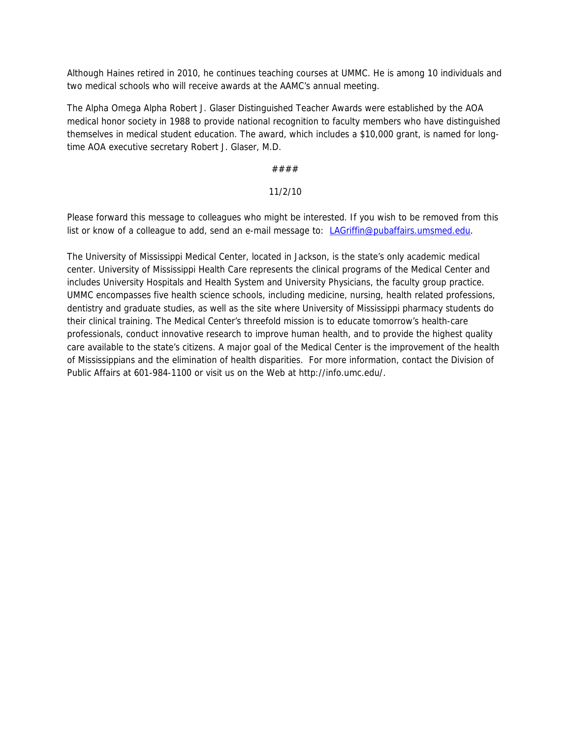Although Haines retired in 2010, he continues teaching courses at UMMC. He is among 10 individuals and two medical schools who will receive awards at the AAMC's annual meeting.

The Alpha Omega Alpha Robert J. Glaser Distinguished Teacher Awards were established by the AOA medical honor society in 1988 to provide national recognition to faculty members who have distinguished themselves in medical student education. The award, which includes a $10,000 grant, is named for long-time AOA executive secretary Robert J. Glaser, M.D.

####

11/2/10

Please forward this message to colleagues who might be interested. If you wish to be removed from this list or know of a colleague to add, send an e-mail message to: LAGriffin@pubaffairs.umsmed.edu.

The University of Mississippi Medical Center, located in Jackson, is the state's only academic medical center. University of Mississippi Health Care represents the clinical programs of the Medical Center and includes University Hospitals and Health System and University Physicians, the faculty group practice. UMMC encompasses five health science schools, including medicine, nursing, health related professions, dentistry and graduate studies, as well as the site where University of Mississippi pharmacy students do their clinical training. The Medical Center's threefold mission is to educate tomorrow's health-care professionals, conduct innovative research to improve human health, and to provide the highest quality care available to the state's citizens. A major goal of the Medical Center is the improvement of the health of Mississippians and the elimination of health disparities. For more information, contact the Division of Public Affairs at 601-984-1100 or visit us on the Web at http://info.umc.edu/.